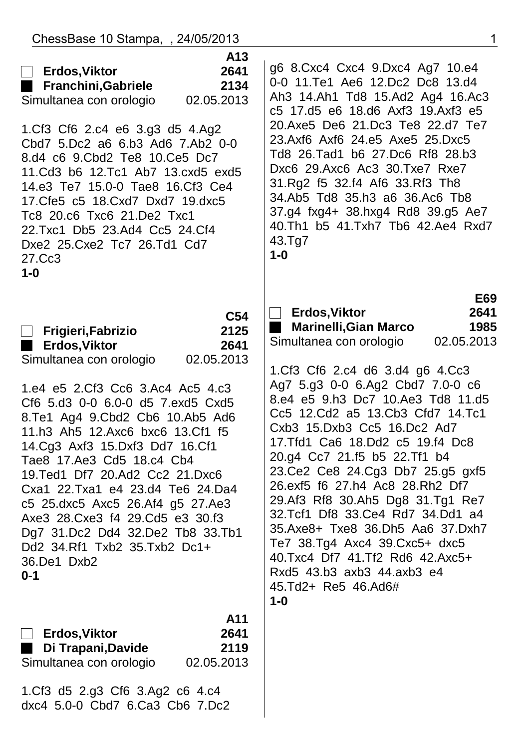**A13**

□ **Erdos,Viktor** **2641**
■ **Franchini,Gabriele** **2134**
Simultanea con orologio 02.05.2013

1.Cf3 Cf6 2.c4 e6 3.g3 d5 4.Ag2 Cbd7 5.Dc2 a6 6.b3 Ad6 7.Ab2 0-0 8.d4 c6 9.Cbd2 Te8 10.Ce5 Dc7 11.Cd3 b6 12.Tc1 Ab7 13.cxd5 exd5 14.e3 Te7 15.0-0 Tae8 16.Cf3 Ce4 17.Cfe5 c5 18.Cxd7 Dxd7 19.dxc5 Tc8 20.c6 Txc6 21.De2 Txc1 22.Txc1 Db5 23.Ad4 Cc5 24.Cf4 Dxe2 25.Cxe2 Tc7 26.Td1 Cd7 27.Cc3
**1-0**

**C54**

□ **Frigieri,Fabrizio** **2125**
■ **Erdos,Viktor** **2641**
Simultanea con orologio 02.05.2013

1.e4 e5 2.Cf3 Cc6 3.Ac4 Ac5 4.c3 Cf6 5.d3 0-0 6.0-0 d5 7.exd5 Cxd5 8.Te1 Ag4 9.Cbd2 Cb6 10.Ab5 Ad6 11.h3 Ah5 12.Axc6 bxc6 13.Cf1 f5 14.Cg3 Axf3 15.Dxf3 Dd7 16.Cf1 Tae8 17.Ae3 Cd5 18.c4 Cb4 19.Ted1 Df7 20.Ad2 Cc2 21.Dxc6 Cxa1 22.Txa1 e4 23.d4 Te6 24.Da4 c5 25.dxc5 Axc5 26.Af4 g5 27.Ae3 Axe3 28.Cxe3 f4 29.Cd5 e3 30.f3 Dg7 31.Dc2 Dd4 32.De2 Tb8 33.Tb1 Dd2 34.Rf1 Txb2 35.Txb2 Dc1+ 36.De1 Dxb2
**0-1**

**A11**

□ **Erdos,Viktor** **2641**
■ **Di Trapani,Davide** **2119**
Simultanea con orologio 02.05.2013

1.Cf3 d5 2.g3 Cf6 3.Ag2 c6 4.c4 dxc4 5.0-0 Cbd7 6.Ca3 Cb6 7.Dc2 g6 8.Cxc4 Cxc4 9.Dxc4 Ag7 10.e4 0-0 11.Te1 Ae6 12.Dc2 Dc8 13.d4 Ah3 14.Ah1 Td8 15.Ad2 Ag4 16.Ac3 c5 17.d5 e6 18.d6 Axf3 19.Axf3 e5 20.Axe5 De6 21.Dc3 Te8 22.d7 Te7 23.Axf6 Axf6 24.e5 Axe5 25.Dxc5 Td8 26.Tad1 b6 27.Dc6 Rf8 28.b3 Dxc6 29.Axc6 Ac3 30.Txe7 Rxe7 31.Rg2 f5 32.f4 Af6 33.Rf3 Th8 34.Ab5 Td8 35.h3 a6 36.Ac6 Tb8 37.g4 fxg4+ 38.hxg4 Rd8 39.g5 Ae7 40.Th1 b5 41.Txh7 Tb6 42.Ae4 Rxd7 43.Tg7
**1-0**

**E69**

□ **Erdos,Viktor** **2641**
■ **Marinelli,Gian Marco** **1985**
Simultanea con orologio 02.05.2013

1.Cf3 Cf6 2.c4 d6 3.d4 g6 4.Cc3 Ag7 5.g3 0-0 6.Ag2 Cbd7 7.0-0 c6 8.e4 e5 9.h3 Dc7 10.Ae3 Td8 11.d5 Cc5 12.Cd2 a5 13.Cb3 Cfd7 14.Tc1 Cxb3 15.Dxb3 Cc5 16.Dc2 Ad7 17.Tfd1 Ca6 18.Dd2 c5 19.f4 Dc8 20.g4 Cc7 21.f5 b5 22.Tf1 b4 23.Ce2 Ce8 24.Cg3 Db7 25.g5 gxf5 26.exf5 f6 27.h4 Ac8 28.Rh2 Df7 29.Af3 Rf8 30.Ah5 Dg8 31.Tg1 Re7 32.Tcf1 Df8 33.Ce4 Rd7 34.Dd1 a4 35.Axe8+ Txe8 36.Dh5 Aa6 37.Dxh7 Te7 38.Tg4 Axc4 39.Cxc5+ dxc5 40.Txc4 Df7 41.Tf2 Rd6 42.Axc5+ Rxd5 43.b3 axb3 44.axb3 e4 45.Td2+ Re5 46.Ad6#
**1-0**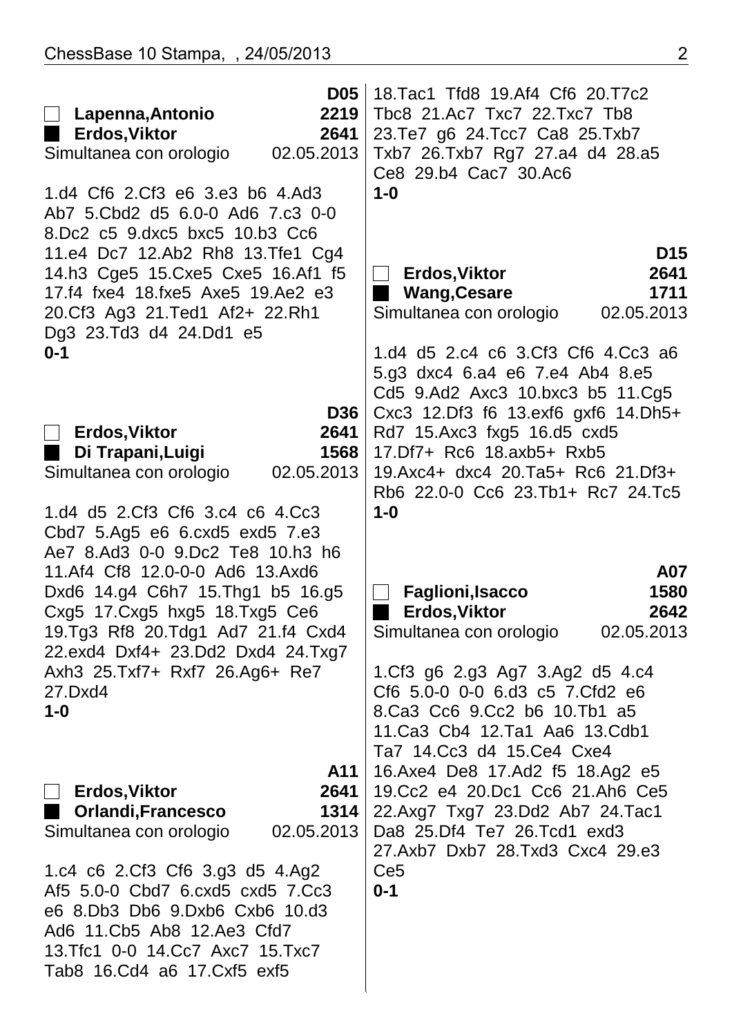**D05**

☐ **Lapenna,Antonio** **2219**
■ **Erdos,Viktor** **2641**
Simultanea con orologio 02.05.2013

1.d4 Cf6 2.Cf3 e6 3.e3 b6 4.Ad3 Ab7 5.Cbd2 d5 6.0-0 Ad6 7.c3 0-0 8.Dc2 c5 9.dxc5 bxc5 10.b3 Cc6 11.e4 Dc7 12.Ab2 Rh8 13.Tfe1 Cg4 14.h3 Cge5 15.Cxe5 Cxe5 16.Af1 f5 17.f4 fxe4 18.fxe5 Axe5 19.Ae2 e3 20.Cf3 Ag3 21.Ted1 Af2+ 22.Rh1 Dg3 23.Td3 d4 24.Dd1 e5
**0-1**

**D36**

☐ **Erdos,Viktor** **2641**
■ **Di Trapani,Luigi** **1568**
Simultanea con orologio 02.05.2013

1.d4 d5 2.Cf3 Cf6 3.c4 c6 4.Cc3 Cbd7 5.Ag5 e6 6.cxd5 exd5 7.e3 Ae7 8.Ad3 0-0 9.Dc2 Te8 10.h3 h6 11.Af4 Cf8 12.0-0-0 Ad6 13.Axd6 Dxd6 14.g4 C6h7 15.Thg1 b5 16.g5 Cxg5 17.Cxg5 hxg5 18.Txg5 Ce6 19.Tg3 Rf8 20.Tdg1 Ad7 21.f4 Cxd4 22.exd4 Dxf4+ 23.Dd2 Dxd4 24.Txg7 Axh3 25.Txf7+ Rxf7 26.Ag6+ Re7 27.Dxd4
**1-0**

**A11**

☐ **Erdos,Viktor** **2641**
■ **Orlandi,Francesco** **1314**
Simultanea con orologio 02.05.2013

1.c4 c6 2.Cf3 Cf6 3.g3 d5 4.Ag2 Af5 5.0-0 Cbd7 6.cxd5 cxd5 7.Cc3 e6 8.Db3 Db6 9.Dxb6 Cxb6 10.d3 Ad6 11.Cb5 Ab8 12.Ae3 Cfd7 13.Tfc1 0-0 14.Cc7 Axc7 15.Txc7 Tab8 16.Cd4 a6 17.Cxf5 exf5 18.Tac1 Tfd8 19.Af4 Cf6 20.T7c2 Tbc8 21.Ac7 Txc7 22.Txc7 Tb8 23.Te7 g6 24.Tcc7 Ca8 25.Txb7 Txb7 26.Txb7 Rg7 27.a4 d4 28.a5 Ce8 29.b4 Cac7 30.Ac6
**1-0**

**D15**

☐ **Erdos,Viktor** **2641**
■ **Wang,Cesare** **1711**
Simultanea con orologio 02.05.2013

1.d4 d5 2.c4 c6 3.Cf3 Cf6 4.Cc3 a6 5.g3 dxc4 6.a4 e6 7.e4 Ab4 8.e5 Cd5 9.Ad2 Axc3 10.bxc3 b5 11.Cg5 Cxc3 12.Df3 f6 13.exf6 gxf6 14.Dh5+ Rd7 15.Axc3 fxg5 16.d5 cxd5 17.Df7+ Rc6 18.axb5+ Rxb5 19.Axc4+ dxc4 20.Ta5+ Rc6 21.Df3+ Rb6 22.0-0 Cc6 23.Tb1+ Rc7 24.Tc5
**1-0**

**A07**

☐ **Faglioni,Isacco** **1580**
■ **Erdos,Viktor** **2642**
Simultanea con orologio 02.05.2013

1.Cf3 g6 2.g3 Ag7 3.Ag2 d5 4.c4 Cf6 5.0-0 0-0 6.d3 c5 7.Cfd2 e6 8.Ca3 Cc6 9.Cc2 b6 10.Tb1 a5 11.Ca3 Cb4 12.Ta1 Aa6 13.Cdb1 Ta7 14.Cc3 d4 15.Ce4 Cxe4 16.Axe4 De8 17.Ad2 f5 18.Ag2 e5 19.Cc2 e4 20.Dc1 Cc6 21.Ah6 Ce5 22.Axg7 Txg7 23.Dd2 Ab7 24.Tac1 Da8 25.Df4 Te7 26.Tcd1 exd3 27.Axb7 Dxb7 28.Txd3 Cxc4 29.e3 Ce5
**0-1**